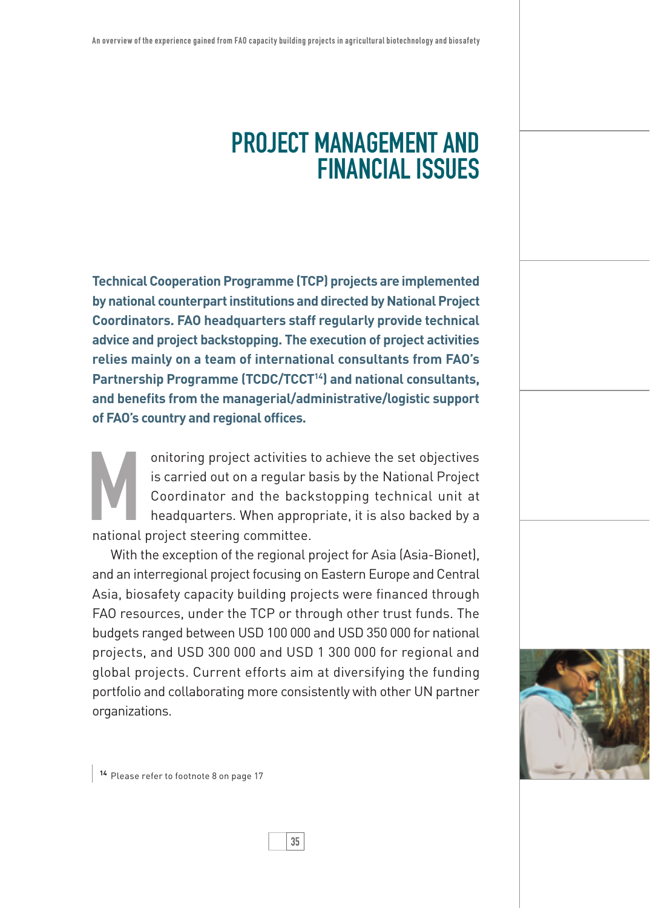# PROJECT MANAGEMENT AND FINANCIAL ISSUES

**Technical Cooperation Programme (TCP) projects are implemented by national counterpart institutions and directed by National Project Coordinators. FAO headquarters staff regularly provide technical advice and project backstopping. The execution of project activities relies mainly on a team of international consultants from FAO's Partnership Programme (TCDC/TCCT[14]) and national consultants, and benefits from the managerial/administrative/logistic support of FAO's country and regional offices.**

Monitoring project activities to achieve the set objectives is carried out on a regular basis by the National Project Coordinator and the backstopping technical unit at headquarters. When appropriate, it is also backed by a national project steering committee.

With the exception of the regional project for Asia (Asia-Bionet), and an interregional project focusing on Eastern Europe and Central Asia, biosafety capacity building projects were financed through FAO resources, under the TCP or through other trust funds. The budgets ranged between USD 100 000 and USD 350 000 for national projects, and USD 300 000 and USD 1 300 000 for regional and global projects. Current efforts aim at diversifying the funding portfolio and collaborating more consistently with other UN partner organizations.

[14] Please refer to footnote 8 on page 17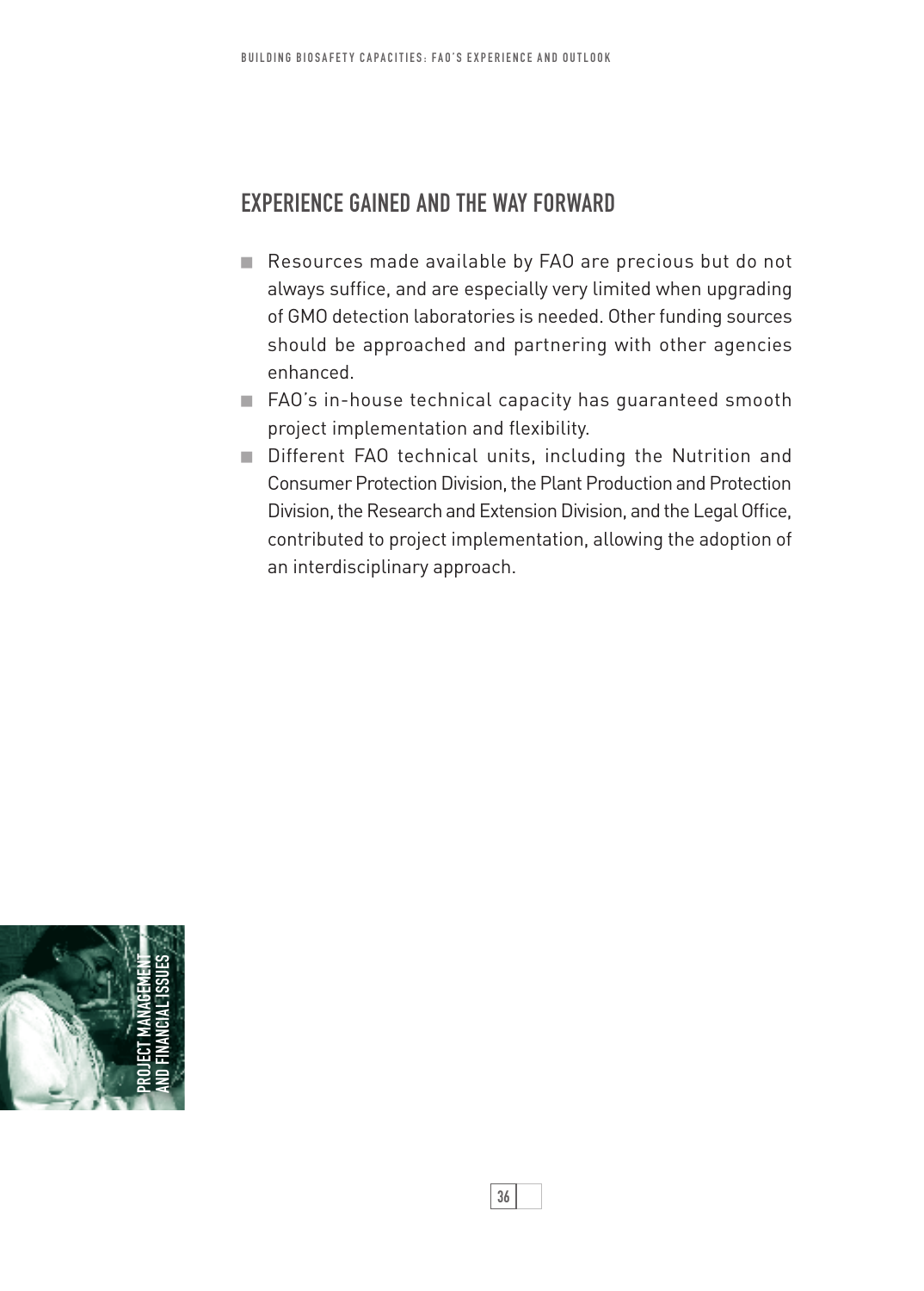## EXPERIENCE GAINED AND THE WAY FORWARD

- Resources made available by FAO are precious but do not always suffice, and are especially very limited when upgrading of GMO detection laboratories is needed. Other funding sources should be approached and partnering with other agencies enhanced.
- FAO's in-house technical capacity has guaranteed smooth project implementation and flexibility.
- Different FAO technical units, including the Nutrition and Consumer Protection Division, the Plant Production and Protection Division, the Research and Extension Division, and the Legal Office, contributed to project implementation, allowing the adoption of an interdisciplinary approach.